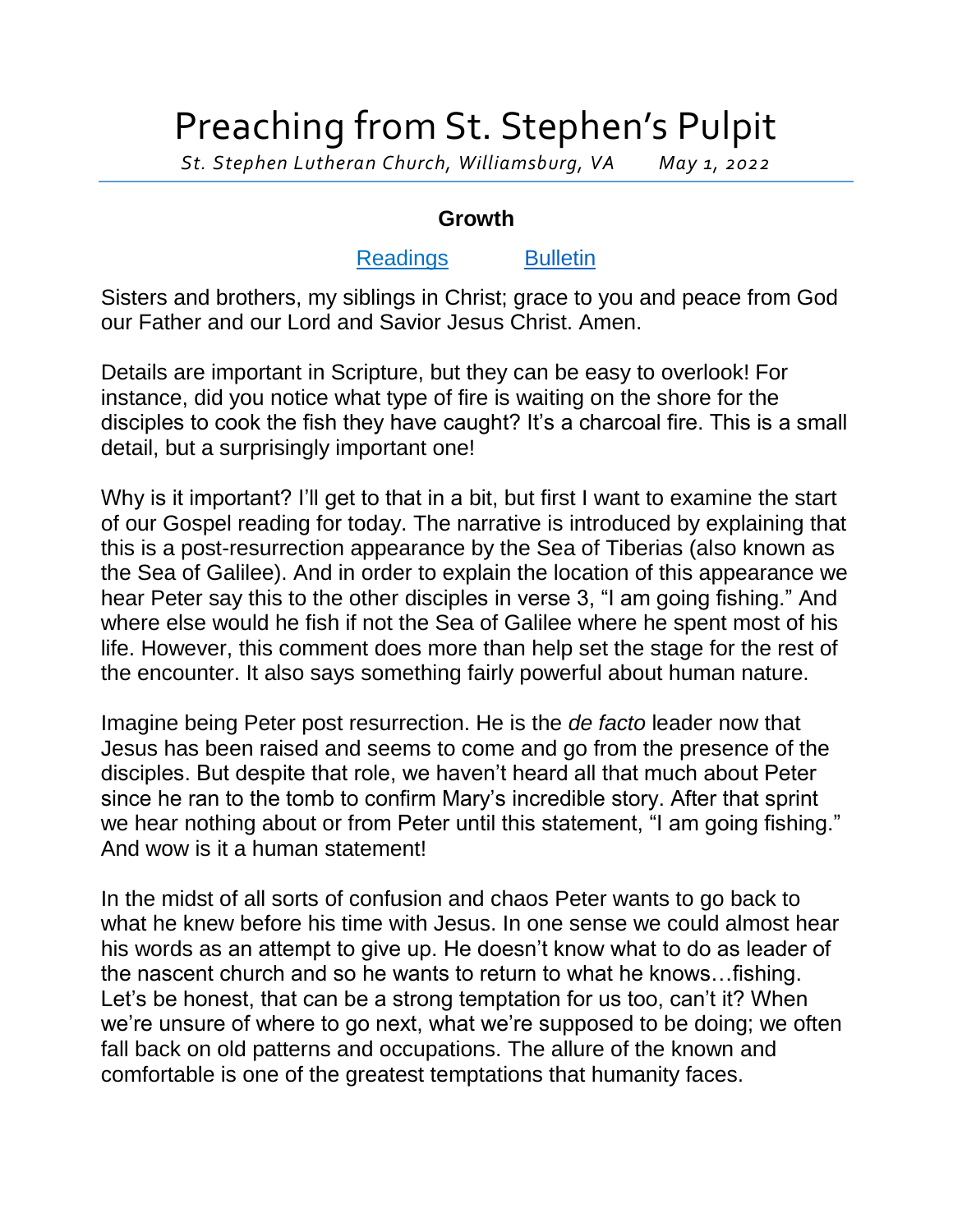# Preaching from St. Stephen's Pulpit

*St. Stephen Lutheran Church, Williamsburg, VA May 1, 2022*

**Growth**

Readings Bulletin

Sisters and brothers, my siblings in Christ; grace to you and peace from God our Father and our Lord and Savior Jesus Christ. Amen.

Details are important in Scripture, but they can be easy to overlook! For instance, did you notice what type of fire is waiting on the shore for the disciples to cook the fish they have caught? It's a charcoal fire. This is a small detail, but a surprisingly important one!

Why is it important? I'll get to that in a bit, but first I want to examine the start of our Gospel reading for today. The narrative is introduced by explaining that this is a post-resurrection appearance by the Sea of Tiberias (also known as the Sea of Galilee). And in order to explain the location of this appearance we hear Peter say this to the other disciples in verse 3, "I am going fishing." And where else would he fish if not the Sea of Galilee where he spent most of his life. However, this comment does more than help set the stage for the rest of the encounter. It also says something fairly powerful about human nature.

Imagine being Peter post resurrection. He is the *de facto* leader now that Jesus has been raised and seems to come and go from the presence of the disciples. But despite that role, we haven't heard all that much about Peter since he ran to the tomb to confirm Mary's incredible story. After that sprint we hear nothing about or from Peter until this statement, "I am going fishing." And wow is it a human statement!

In the midst of all sorts of confusion and chaos Peter wants to go back to what he knew before his time with Jesus. In one sense we could almost hear his words as an attempt to give up. He doesn't know what to do as leader of the nascent church and so he wants to return to what he knows…fishing. Let's be honest, that can be a strong temptation for us too, can't it? When we're unsure of where to go next, what we're supposed to be doing; we often fall back on old patterns and occupations. The allure of the known and comfortable is one of the greatest temptations that humanity faces.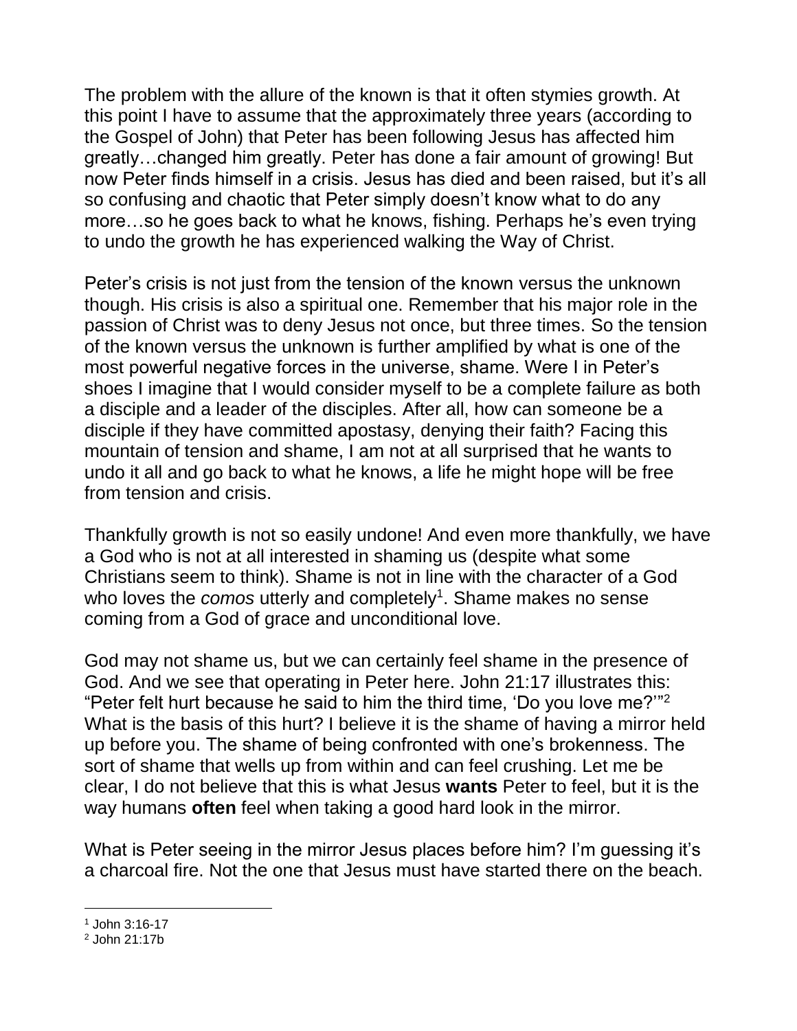The problem with the allure of the known is that it often stymies growth. At this point I have to assume that the approximately three years (according to the Gospel of John) that Peter has been following Jesus has affected him greatly…changed him greatly. Peter has done a fair amount of growing! But now Peter finds himself in a crisis. Jesus has died and been raised, but it's all so confusing and chaotic that Peter simply doesn't know what to do any more…so he goes back to what he knows, fishing. Perhaps he's even trying to undo the growth he has experienced walking the Way of Christ.

Peter's crisis is not just from the tension of the known versus the unknown though. His crisis is also a spiritual one. Remember that his major role in the passion of Christ was to deny Jesus not once, but three times. So the tension of the known versus the unknown is further amplified by what is one of the most powerful negative forces in the universe, shame. Were I in Peter's shoes I imagine that I would consider myself to be a complete failure as both a disciple and a leader of the disciples. After all, how can someone be a disciple if they have committed apostasy, denying their faith? Facing this mountain of tension and shame, I am not at all surprised that he wants to undo it all and go back to what he knows, a life he might hope will be free from tension and crisis.

Thankfully growth is not so easily undone! And even more thankfully, we have a God who is not at all interested in shaming us (despite what some Christians seem to think). Shame is not in line with the character of a God who loves the *comos* utterly and completely[1]. Shame makes no sense coming from a God of grace and unconditional love.

God may not shame us, but we can certainly feel shame in the presence of God. And we see that operating in Peter here. John 21:17 illustrates this: "Peter felt hurt because he said to him the third time, 'Do you love me?'"[2] What is the basis of this hurt? I believe it is the shame of having a mirror held up before you. The shame of being confronted with one's brokenness. The sort of shame that wells up from within and can feel crushing. Let me be clear, I do not believe that this is what Jesus **wants** Peter to feel, but it is the way humans **often** feel when taking a good hard look in the mirror.

What is Peter seeing in the mirror Jesus places before him? I'm guessing it's a charcoal fire. Not the one that Jesus must have started there on the beach.

[1] John 3:16-17

[2] John 21:17b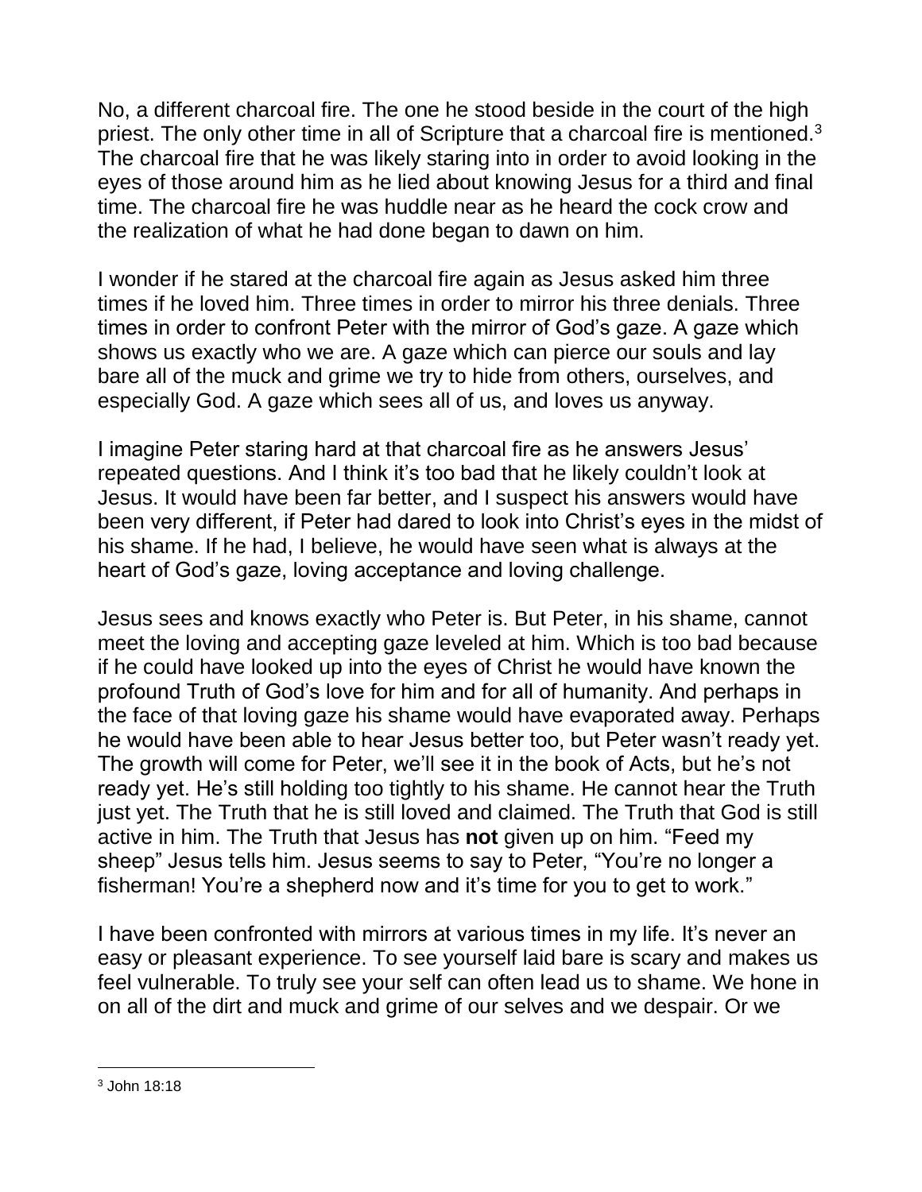No, a different charcoal fire. The one he stood beside in the court of the high priest. The only other time in all of Scripture that a charcoal fire is mentioned.[3] The charcoal fire that he was likely staring into in order to avoid looking in the eyes of those around him as he lied about knowing Jesus for a third and final time. The charcoal fire he was huddle near as he heard the cock crow and the realization of what he had done began to dawn on him.

I wonder if he stared at the charcoal fire again as Jesus asked him three times if he loved him. Three times in order to mirror his three denials. Three times in order to confront Peter with the mirror of God's gaze. A gaze which shows us exactly who we are. A gaze which can pierce our souls and lay bare all of the muck and grime we try to hide from others, ourselves, and especially God. A gaze which sees all of us, and loves us anyway.

I imagine Peter staring hard at that charcoal fire as he answers Jesus' repeated questions. And I think it's too bad that he likely couldn't look at Jesus. It would have been far better, and I suspect his answers would have been very different, if Peter had dared to look into Christ's eyes in the midst of his shame. If he had, I believe, he would have seen what is always at the heart of God's gaze, loving acceptance and loving challenge.

Jesus sees and knows exactly who Peter is. But Peter, in his shame, cannot meet the loving and accepting gaze leveled at him. Which is too bad because if he could have looked up into the eyes of Christ he would have known the profound Truth of God's love for him and for all of humanity. And perhaps in the face of that loving gaze his shame would have evaporated away. Perhaps he would have been able to hear Jesus better too, but Peter wasn't ready yet. The growth will come for Peter, we'll see it in the book of Acts, but he's not ready yet. He's still holding too tightly to his shame. He cannot hear the Truth just yet. The Truth that he is still loved and claimed. The Truth that God is still active in him. The Truth that Jesus has **not** given up on him. "Feed my sheep" Jesus tells him. Jesus seems to say to Peter, "You're no longer a fisherman! You're a shepherd now and it's time for you to get to work."

I have been confronted with mirrors at various times in my life. It's never an easy or pleasant experience. To see yourself laid bare is scary and makes us feel vulnerable. To truly see your self can often lead us to shame. We hone in on all of the dirt and muck and grime of our selves and we despair. Or we

---

[3] John 18:18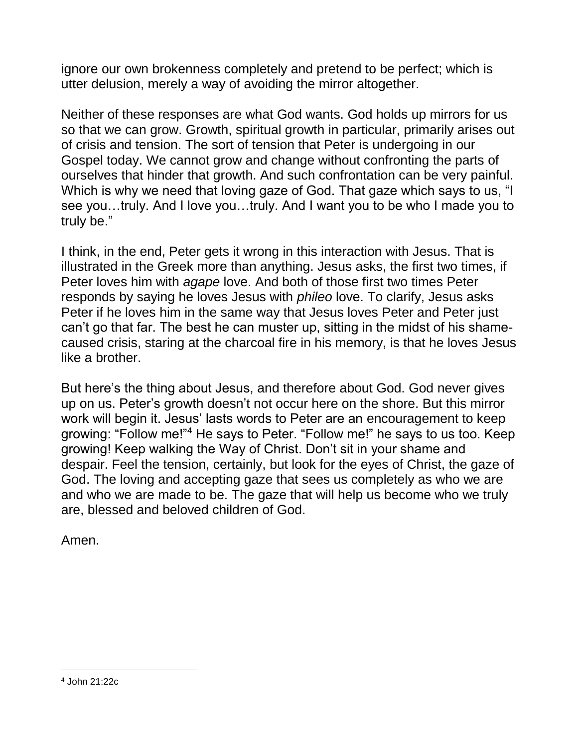ignore our own brokenness completely and pretend to be perfect; which is utter delusion, merely a way of avoiding the mirror altogether.

Neither of these responses are what God wants. God holds up mirrors for us so that we can grow. Growth, spiritual growth in particular, primarily arises out of crisis and tension. The sort of tension that Peter is undergoing in our Gospel today. We cannot grow and change without confronting the parts of ourselves that hinder that growth. And such confrontation can be very painful. Which is why we need that loving gaze of God. That gaze which says to us, "I see you…truly. And I love you…truly. And I want you to be who I made you to truly be."

I think, in the end, Peter gets it wrong in this interaction with Jesus. That is illustrated in the Greek more than anything. Jesus asks, the first two times, if Peter loves him with *agape* love. And both of those first two times Peter responds by saying he loves Jesus with *phileo* love. To clarify, Jesus asks Peter if he loves him in the same way that Jesus loves Peter and Peter just can't go that far. The best he can muster up, sitting in the midst of his shame-caused crisis, staring at the charcoal fire in his memory, is that he loves Jesus like a brother.

But here's the thing about Jesus, and therefore about God. God never gives up on us. Peter's growth doesn't not occur here on the shore. But this mirror work will begin it. Jesus' lasts words to Peter are an encouragement to keep growing: "Follow me!"[4] He says to Peter. "Follow me!" he says to us too. Keep growing! Keep walking the Way of Christ. Don't sit in your shame and despair. Feel the tension, certainly, but look for the eyes of Christ, the gaze of God. The loving and accepting gaze that sees us completely as who we are and who we are made to be. The gaze that will help us become who we truly are, blessed and beloved children of God.

Amen.

---

[4] John 21:22c